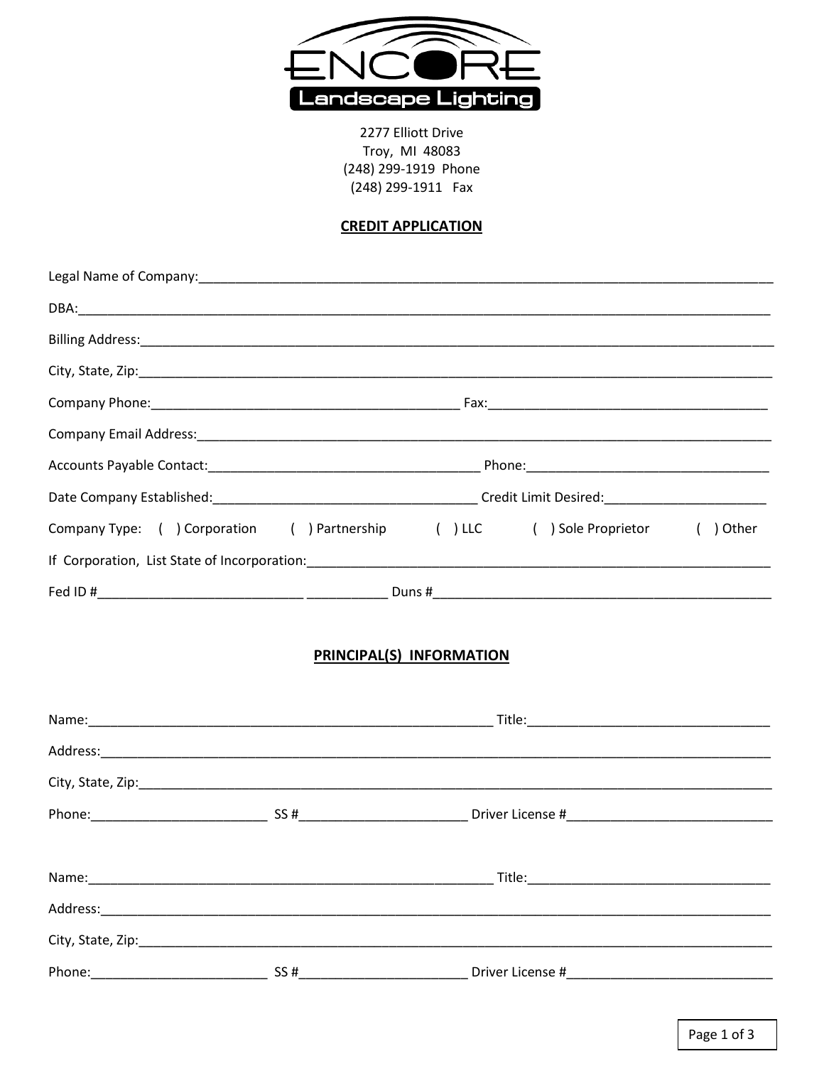ENCORE
Landscape Lighting

2277 Elliott Drive
Troy, MI 48083
(248) 299-1919 Phone
(248) 299-1911 Fax

## CREDIT APPLICATION

Legal Name of Company:_______________________________________________

DBA:_______________________________________________

Billing Address:_______________________________________________

City, State, Zip:_______________________________________________

Company Phone:______________________________ Fax:______________________________

Company Email Address:_______________________________________________

Accounts Payable Contact:______________________________ Phone:______________________________

Date Company Established:______________________________ Credit Limit Desired:______________________

Company Type: ( ) Corporation ( ) Partnership ( ) LLC ( ) Sole Proprietor ( ) Other

If Corporation, List State of Incorporation:_______________________________________________

Fed ID #____________________________ ___________ Duns #______________________________

## PRINCIPAL(S) INFORMATION

Name:_______________________________________________ Title:______________________________

Address:_______________________________________________

City, State, Zip:_______________________________________________

Phone:________________________ SS #______________________ Driver License #____________________________

Name:_______________________________________________ Title:______________________________

Address:_______________________________________________

City, State, Zip:_______________________________________________

Phone:________________________ SS #______________________ Driver License #____________________________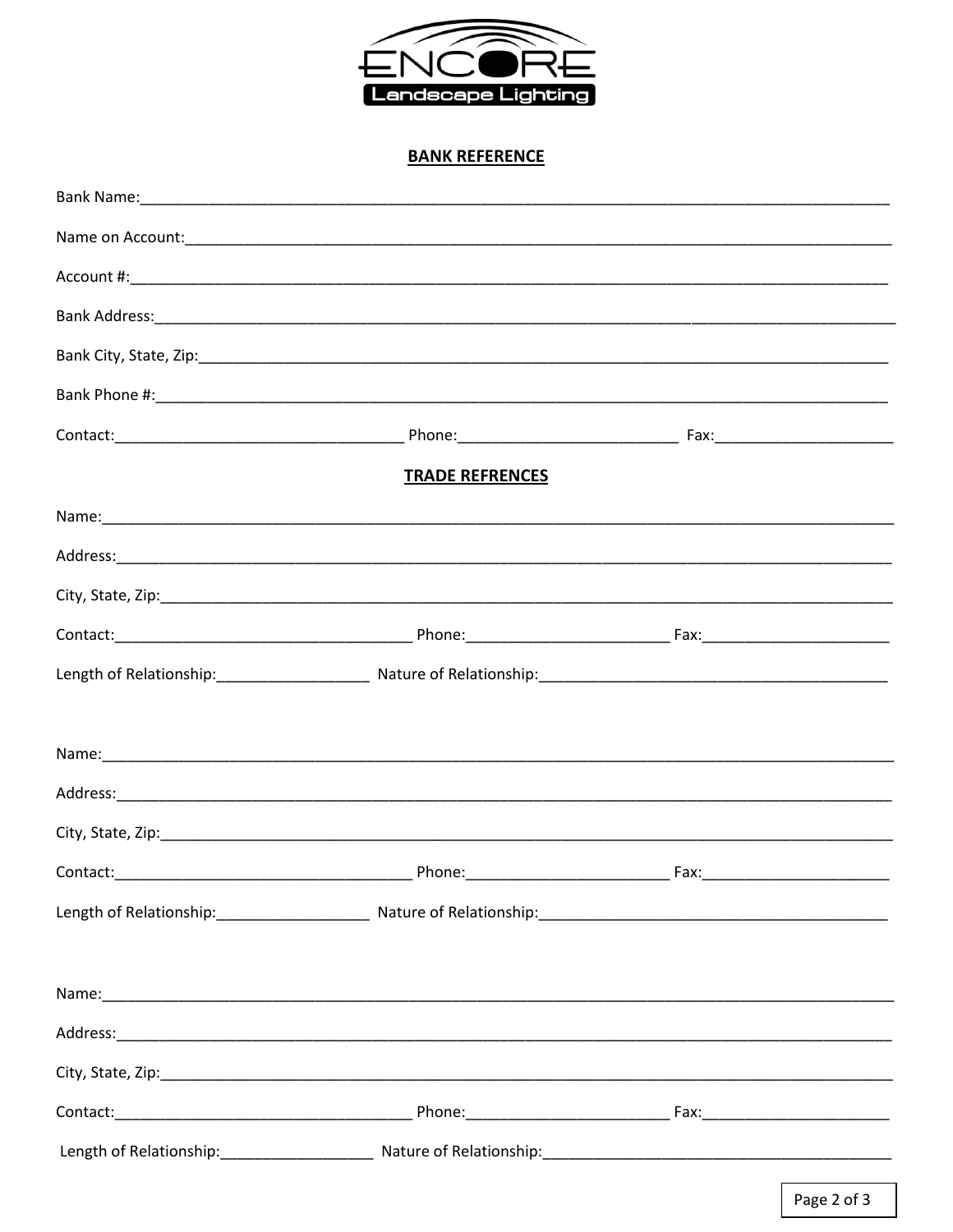ENCORE

Landscape Lighting

## BANK REFERENCE

Bank Name:_______________________________________________

Name on Account:_______________________________________________

Account #:_______________________________________________

Bank Address:_______________________________________________

Bank City, State, Zip:_______________________________________________

Bank Phone #:_______________________________________________

Contact:_________________________ Phone:_____________________ Fax:_________________

## TRADE REFRENCES

Name:_______________________________________________

Address:_______________________________________________

City, State, Zip:_______________________________________________

Contact:_________________________ Phone:_____________________ Fax:_________________

Length of Relationship:_______________ Nature of Relationship:_________________________

Name:_______________________________________________

Address:_______________________________________________

City, State, Zip:_______________________________________________

Contact:_________________________ Phone:_____________________ Fax:_________________

Length of Relationship:_______________ Nature of Relationship:_________________________

Name:_______________________________________________

Address:_______________________________________________

City, State, Zip:_______________________________________________

Contact:_________________________ Phone:_____________________ Fax:_________________

Length of Relationship:_______________ Nature of Relationship:_________________________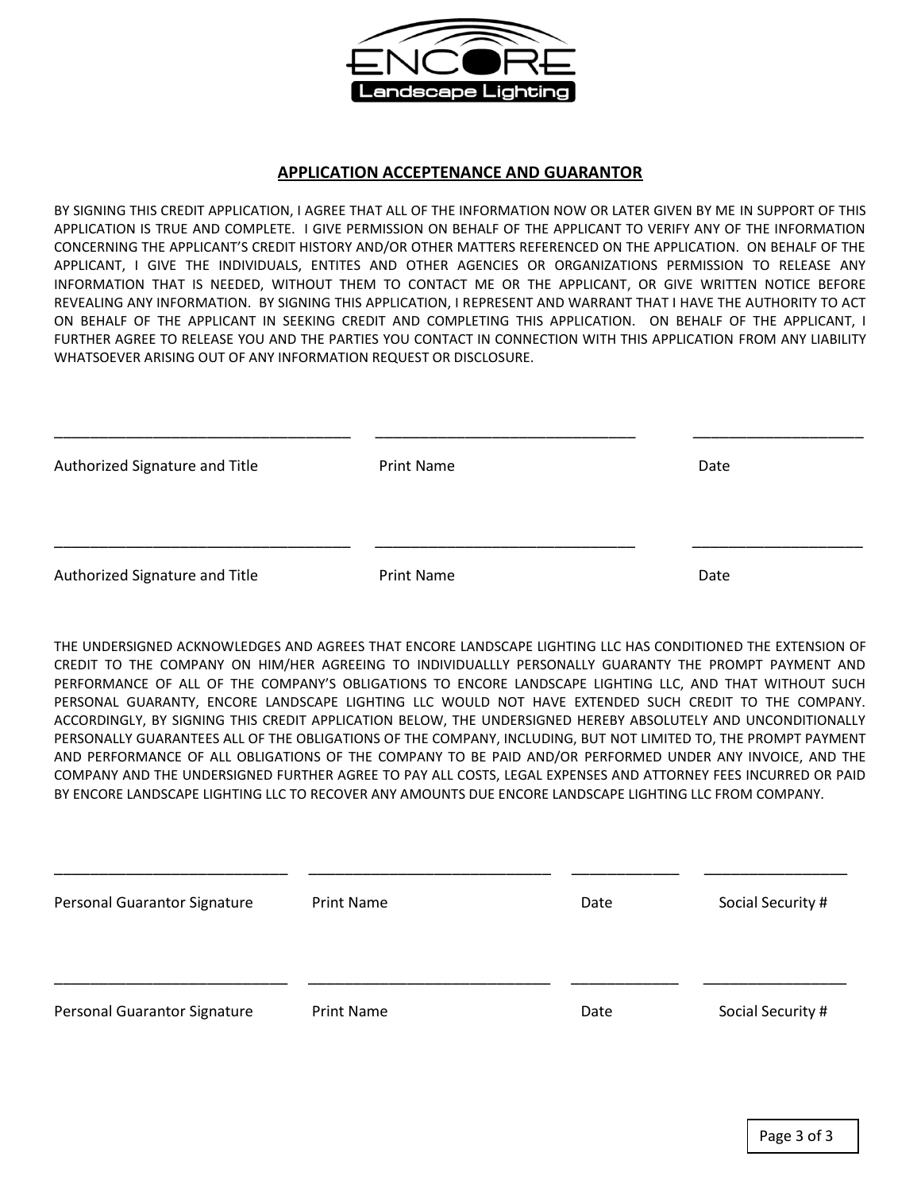ENCORE
Landscape Lighting

## APPLICATION ACCEPTENANCE AND GUARANTOR

BY SIGNING THIS CREDIT APPLICATION, I AGREE THAT ALL OF THE INFORMATION NOW OR LATER GIVEN BY ME IN SUPPORT OF THIS APPLICATION IS TRUE AND COMPLETE. I GIVE PERMISSION ON BEHALF OF THE APPLICANT TO VERIFY ANY OF THE INFORMATION CONCERNING THE APPLICANT'S CREDIT HISTORY AND/OR OTHER MATTERS REFERENCED ON THE APPLICATION. ON BEHALF OF THE APPLICANT, I GIVE THE INDIVIDUALS, ENTITES AND OTHER AGENCIES OR ORGANIZATIONS PERMISSION TO RELEASE ANY INFORMATION THAT IS NEEDED, WITHOUT THEM TO CONTACT ME OR THE APPLICANT, OR GIVE WRITTEN NOTICE BEFORE REVEALING ANY INFORMATION. BY SIGNING THIS APPLICATION, I REPRESENT AND WARRANT THAT I HAVE THE AUTHORITY TO ACT ON BEHALF OF THE APPLICANT IN SEEKING CREDIT AND COMPLETING THIS APPLICATION. ON BEHALF OF THE APPLICANT, I FURTHER AGREE TO RELEASE YOU AND THE PARTIES YOU CONTACT IN CONNECTION WITH THIS APPLICATION FROM ANY LIABILITY WHATSOEVER ARISING OUT OF ANY INFORMATION REQUEST OR DISCLOSURE.

\_\_\_\_\_\_\_\_\_\_\_\_\_\_\_\_\_\_\_\_\_\_\_\_\_\_\_\_\_\_\_\_\_\_\_ \_\_\_\_\_\_\_\_\_\_\_\_\_\_\_\_\_\_\_\_\_\_\_\_\_\_\_\_\_\_ \_\_\_\_\_\_\_\_\_\_\_\_\_\_\_\_\_\_\_\_

Authorized Signature and Title Print Name Date

\_\_\_\_\_\_\_\_\_\_\_\_\_\_\_\_\_\_\_\_\_\_\_\_\_\_\_\_\_\_\_\_\_\_\_ \_\_\_\_\_\_\_\_\_\_\_\_\_\_\_\_\_\_\_\_\_\_\_\_\_\_\_\_\_\_ \_\_\_\_\_\_\_\_\_\_\_\_\_\_\_\_\_\_\_\_

Authorized Signature and Title Print Name Date

THE UNDERSIGNED ACKNOWLEDGES AND AGREES THAT ENCORE LANDSCAPE LIGHTING LLC HAS CONDITIONED THE EXTENSION OF CREDIT TO THE COMPANY ON HIM/HER AGREEING TO INDIVIDUALLLY PERSONALLY GUARANTY THE PROMPT PAYMENT AND PERFORMANCE OF ALL OF THE COMPANY'S OBLIGATIONS TO ENCORE LANDSCAPE LIGHTING LLC, AND THAT WITHOUT SUCH PERSONAL GUARANTY, ENCORE LANDSCAPE LIGHTING LLC WOULD NOT HAVE EXTENDED SUCH CREDIT TO THE COMPANY. ACCORDINGLY, BY SIGNING THIS CREDIT APPLICATION BELOW, THE UNDERSIGNED HEREBY ABSOLUTELY AND UNCONDITIONALLY PERSONALLY GUARANTEES ALL OF THE OBLIGATIONS OF THE COMPANY, INCLUDING, BUT NOT LIMITED TO, THE PROMPT PAYMENT AND PERFORMANCE OF ALL OBLIGATIONS OF THE COMPANY TO BE PAID AND/OR PERFORMED UNDER ANY INVOICE, AND THE COMPANY AND THE UNDERSIGNED FURTHER AGREE TO PAY ALL COSTS, LEGAL EXPENSES AND ATTORNEY FEES INCURRED OR PAID BY ENCORE LANDSCAPE LIGHTING LLC TO RECOVER ANY AMOUNTS DUE ENCORE LANDSCAPE LIGHTING LLC FROM COMPANY.

\_\_\_\_\_\_\_\_\_\_\_\_\_\_\_\_\_\_\_\_\_\_\_\_\_\_\_\_ \_\_\_\_\_\_\_\_\_\_\_\_\_\_\_\_\_\_\_\_\_\_\_\_\_\_\_\_\_ \_\_\_\_\_\_\_\_\_\_\_\_\_ \_\_\_\_\_\_\_\_\_\_\_\_\_\_\_\_\_

Personal Guarantor Signature Print Name Date Social Security #

\_\_\_\_\_\_\_\_\_\_\_\_\_\_\_\_\_\_\_\_\_\_\_\_\_\_\_\_ \_\_\_\_\_\_\_\_\_\_\_\_\_\_\_\_\_\_\_\_\_\_\_\_\_\_\_\_\_ \_\_\_\_\_\_\_\_\_\_\_\_\_ \_\_\_\_\_\_\_\_\_\_\_\_\_\_\_\_\_

Personal Guarantor Signature Print Name Date Social Security #